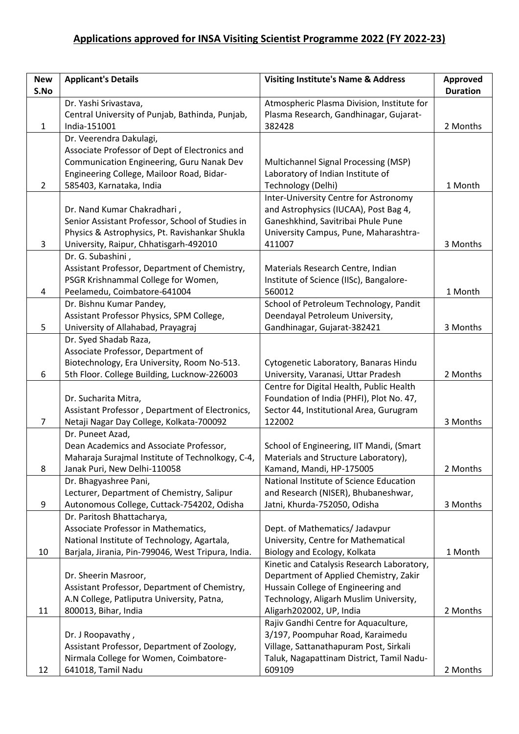## Applications approved for INSA Visiting Scientist Programme 2022 (FY 2022-23)

| New S.No | Applicant's Details | Visiting Institute's Name & Address | Approved Duration |
|---|---|---|---|
| 1 | Dr. Yashi Srivastava, Central University of Punjab, Bathinda, Punjab, India-151001 | Atmospheric Plasma Division, Institute for Plasma Research, Gandhinagar, Gujarat-382428 | 2 Months |
| 2 | Dr. Veerendra Dakulagi, Associate Professor of Dept of Electronics and Communication Engineering, Guru Nanak Dev Engineering College, Mailoor Road, Bidar-585403, Karnataka, India | Multichannel Signal Processing (MSP) Laboratory of Indian Institute of Technology (Delhi) | 1 Month |
| 3 | Dr. Nand Kumar Chakradhari , Senior Assistant Professor, School of Studies in Physics & Astrophysics, Pt. Ravishankar Shukla University, Raipur, Chhatisgarh-492010 | Inter-University Centre for Astronomy and Astrophysics (IUCAA), Post Bag 4, Ganeshkhind, Savitribai Phule Pune University Campus, Pune, Maharashtra-411007 | 3 Months |
| 4 | Dr. G. Subashini , Assistant Professor, Department of Chemistry, PSGR Krishnammal College for Women, Peelamedu, Coimbatore-641004 | Materials Research Centre, Indian Institute of Science (IISc), Bangalore-560012 | 1 Month |
| 5 | Dr. Bishnu Kumar Pandey, Assistant Professor Physics, SPM College, University of Allahabad, Prayagraj | School of Petroleum Technology, Pandit Deendayal Petroleum University, Gandhinagar, Gujarat-382421 | 3 Months |
| 6 | Dr. Syed Shadab Raza, Associate Professor, Department of Biotechnology, Era University, Room No-513. 5th Floor. College Building, Lucknow-226003 | Cytogenetic Laboratory, Banaras Hindu University, Varanasi, Uttar Pradesh | 2 Months |
| 7 | Dr. Sucharita Mitra, Assistant Professor , Department of Electronics, Netaji Nagar Day College, Kolkata-700092 | Centre for Digital Health, Public Health Foundation of India (PHFI), Plot No. 47, Sector 44, Institutional Area, Gurugram 122002 | 3 Months |
| 8 | Dr. Puneet Azad, Dean Academics and Associate Professor, Maharaja Surajmal Institute of Technolkogy, C-4, Janak Puri, New Delhi-110058 | School of Engineering, IIT Mandi, (Smart Materials and Structure Laboratory), Kamand, Mandi, HP-175005 | 2 Months |
| 9 | Dr. Bhagyashree Pani, Lecturer, Department of Chemistry, Salipur Autonomous College, Cuttack-754202, Odisha | National Institute of Science Education and Research (NISER), Bhubaneshwar, Jatni, Khurda-752050, Odisha | 3 Months |
| 10 | Dr. Paritosh Bhattacharya, Associate Professor in Mathematics, National Institute of Technology, Agartala, Barjala, Jirania, Pin-799046, West Tripura, India. | Dept. of Mathematics/ Jadavpur University, Centre for Mathematical Biology and Ecology, Kolkata | 1 Month |
| 11 | Dr. Sheerin Masroor, Assistant Professor, Department of Chemistry, A.N College, Patliputra University, Patna, 800013, Bihar, India | Kinetic and Catalysis Research Laboratory, Department of Applied Chemistry, Zakir Hussain College of Engineering and Technology, Aligarh Muslim University, Aligarh202002, UP, India | 2 Months |
| 12 | Dr. J Roopavathy , Assistant Professor, Department of Zoology, Nirmala College for Women, Coimbatore-641018, Tamil Nadu | Rajiv Gandhi Centre for Aquaculture, 3/197, Poompuhar Road, Karaimedu Village, Sattanathapuram Post, Sirkali Taluk, Nagapattinam District, Tamil Nadu-609109 | 2 Months |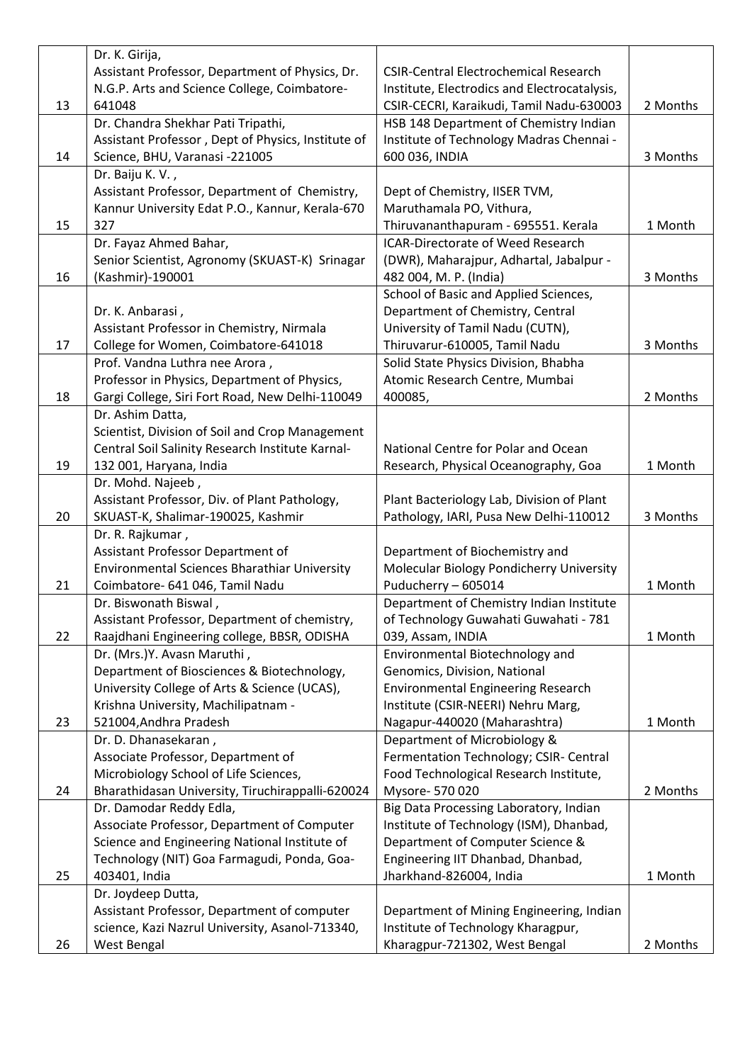| | | | |
|---|---|---|---|
| 13 | Dr. K. Girija, Assistant Professor, Department of Physics, Dr. N.G.P. Arts and Science College, Coimbatore-641048 | CSIR-Central Electrochemical Research Institute, Electrodics and Electrocatalysis, CSIR-CECRI, Karaikudi, Tamil Nadu-630003 | 2 Months |
| 14 | Dr. Chandra Shekhar Pati Tripathi, Assistant Professor , Dept of Physics, Institute of Science, BHU, Varanasi -221005 | HSB 148 Department of Chemistry Indian Institute of Technology Madras Chennai - 600 036, INDIA | 3 Months |
| 15 | Dr. Baiju K. V. , Assistant Professor, Department of Chemistry, Kannur University Edat P.O., Kannur, Kerala-670 327 | Dept of Chemistry, IISER TVM, Maruthamala PO, Vithura, Thiruvananthapuram - 695551. Kerala | 1 Month |
| 16 | Dr. Fayaz Ahmed Bahar, Senior Scientist, Agronomy (SKUAST-K) Srinagar (Kashmir)-190001 | ICAR-Directorate of Weed Research (DWR), Maharajpur, Adhartal, Jabalpur - 482 004, M. P. (India) | 3 Months |
| 17 | Dr. K. Anbarasi , Assistant Professor in Chemistry, Nirmala College for Women, Coimbatore-641018 | School of Basic and Applied Sciences, Department of Chemistry, Central University of Tamil Nadu (CUTN), Thiruvarur-610005, Tamil Nadu | 3 Months |
| 18 | Prof. Vandna Luthra nee Arora , Professor in Physics, Department of Physics, Gargi College, Siri Fort Road, New Delhi-110049 | Solid State Physics Division, Bhabha Atomic Research Centre, Mumbai 400085, | 2 Months |
| 19 | Dr. Ashim Datta, Scientist, Division of Soil and Crop Management Central Soil Salinity Research Institute Karnal-132 001, Haryana, India | National Centre for Polar and Ocean Research, Physical Oceanography, Goa | 1 Month |
| 20 | Dr. Mohd. Najeeb , Assistant Professor, Div. of Plant Pathology, SKUAST-K, Shalimar-190025, Kashmir | Plant Bacteriology Lab, Division of Plant Pathology, IARI, Pusa New Delhi-110012 | 3 Months |
| 21 | Dr. R. Rajkumar , Assistant Professor Department of Environmental Sciences Bharathiar University Coimbatore- 641 046, Tamil Nadu | Department of Biochemistry and Molecular Biology Pondicherry University Puducherry – 605014 | 1 Month |
| 22 | Dr. Biswonath Biswal , Assistant Professor, Department of chemistry, Raajdhani Engineering college, BBSR, ODISHA | Department of Chemistry Indian Institute of Technology Guwahati Guwahati - 781 039, Assam, INDIA | 1 Month |
| 23 | Dr. (Mrs.)Y. Avasn Maruthi , Department of Biosciences & Biotechnology, University College of Arts & Science (UCAS), Krishna University, Machilipatnam - 521004,Andhra Pradesh | Environmental Biotechnology and Genomics, Division, National Environmental Engineering Research Institute (CSIR-NEERI) Nehru Marg, Nagapur-440020 (Maharashtra) | 1 Month |
| 24 | Dr. D. Dhanasekaran , Associate Professor, Department of Microbiology School of Life Sciences, Bharathidasan University, Tiruchirappalli-620024 | Department of Microbiology & Fermentation Technology; CSIR- Central Food Technological Research Institute, Mysore- 570 020 | 2 Months |
| 25 | Dr. Damodar Reddy Edla, Associate Professor, Department of Computer Science and Engineering National Institute of Technology (NIT) Goa Farmagudi, Ponda, Goa-403401, India | Big Data Processing Laboratory, Indian Institute of Technology (ISM), Dhanbad, Department of Computer Science & Engineering IIT Dhanbad, Dhanbad, Jharkhand-826004, India | 1 Month |
| 26 | Dr. Joydeep Dutta, Assistant Professor, Department of computer science, Kazi Nazrul University, Asanol-713340, West Bengal | Department of Mining Engineering, Indian Institute of Technology Kharagpur, Kharagpur-721302, West Bengal | 2 Months |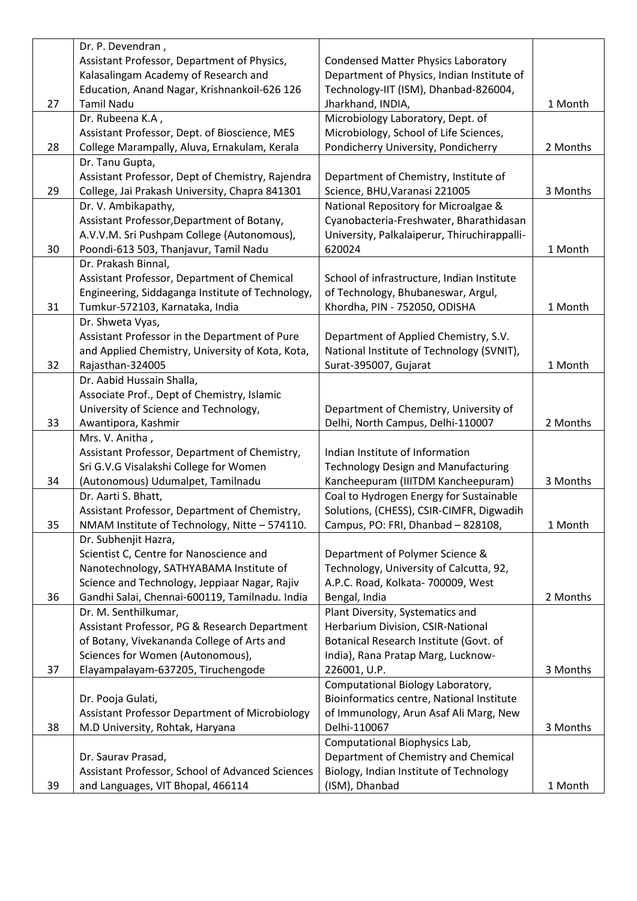| | | | |
|---|---|---|---|
| 27 | Dr. P. Devendran, Assistant Professor, Department of Physics, Kalasalingam Academy of Research and Education, Anand Nagar, Krishnankoil-626 126 Tamil Nadu | Condensed Matter Physics Laboratory Department of Physics, Indian Institute of Technology-IIT (ISM), Dhanbad-826004, Jharkhand, INDIA, | 1 Month |
| 28 | Dr. Rubeena K.A, Assistant Professor, Dept. of Bioscience, MES College Marampally, Aluva, Ernakulam, Kerala | Microbiology Laboratory, Dept. of Microbiology, School of Life Sciences, Pondicherry University, Pondicherry | 2 Months |
| 29 | Dr. Tanu Gupta, Assistant Professor, Dept of Chemistry, Rajendra College, Jai Prakash University, Chapra 841301 | Department of Chemistry, Institute of Science, BHU,Varanasi 221005 | 3 Months |
| 30 | Dr. V. Ambikapathy, Assistant Professor,Department of Botany, A.V.V.M. Sri Pushpam College (Autonomous), Poondi-613 503, Thanjavur, Tamil Nadu | National Repository for Microalgae & Cyanobacteria-Freshwater, Bharathidasan University, Palkalaiperur, Thiruchirappalli-620024 | 1 Month |
| 31 | Dr. Prakash Binnal, Assistant Professor, Department of Chemical Engineering, Siddaganga Institute of Technology, Tumkur-572103, Karnataka, India | School of infrastructure, Indian Institute of Technology, Bhubaneswar, Argul, Khordha, PIN - 752050, ODISHA | 1 Month |
| 32 | Dr. Shweta Vyas, Assistant Professor in the Department of Pure and Applied Chemistry, University of Kota, Kota, Rajasthan-324005 | Department of Applied Chemistry, S.V. National Institute of Technology (SVNIT), Surat-395007, Gujarat | 1 Month |
| 33 | Dr. Aabid Hussain Shalla, Associate Prof., Dept of Chemistry, Islamic University of Science and Technology, Awantipora, Kashmir | Department of Chemistry, University of Delhi, North Campus, Delhi-110007 | 2 Months |
| 34 | Mrs. V. Anitha, Assistant Professor, Department of Chemistry, Sri G.V.G Visalakshi College for Women (Autonomous) Udumalpet, Tamilnadu | Indian Institute of Information Technology Design and Manufacturing Kancheepuram (IIITDM Kancheepuram) | 3 Months |
| 35 | Dr. Aarti S. Bhatt, Assistant Professor, Department of Chemistry, NMAM Institute of Technology, Nitte – 574110. | Coal to Hydrogen Energy for Sustainable Solutions, (CHESS), CSIR-CIMFR, Digwadih Campus, PO: FRI, Dhanbad – 828108, | 1 Month |
| 36 | Dr. Subhenjit Hazra, Scientist C, Centre for Nanoscience and Nanotechnology, SATHYABAMA Institute of Science and Technology, Jeppiaar Nagar, Rajiv Gandhi Salai, Chennai-600119, Tamilnadu. India | Department of Polymer Science & Technology, University of Calcutta, 92, A.P.C. Road, Kolkata- 700009, West Bengal, India | 2 Months |
| 37 | Dr. M. Senthilkumar, Assistant Professor, PG & Research Department of Botany, Vivekananda College of Arts and Sciences for Women (Autonomous), Elayampalayam-637205, Tiruchengode | Plant Diversity, Systematics and Herbarium Division, CSIR-National Botanical Research Institute (Govt. of India), Rana Pratap Marg, Lucknow-226001, U.P. | 3 Months |
| 38 | Dr. Pooja Gulati, Assistant Professor Department of Microbiology M.D University, Rohtak, Haryana | Computational Biology Laboratory, Bioinformatics centre, National Institute of Immunology, Arun Asaf Ali Marg, New Delhi-110067 | 3 Months |
| 39 | Dr. Saurav Prasad, Assistant Professor, School of Advanced Sciences and Languages, VIT Bhopal, 466114 | Computational Biophysics Lab, Department of Chemistry and Chemical Biology, Indian Institute of Technology (ISM), Dhanbad | 1 Month |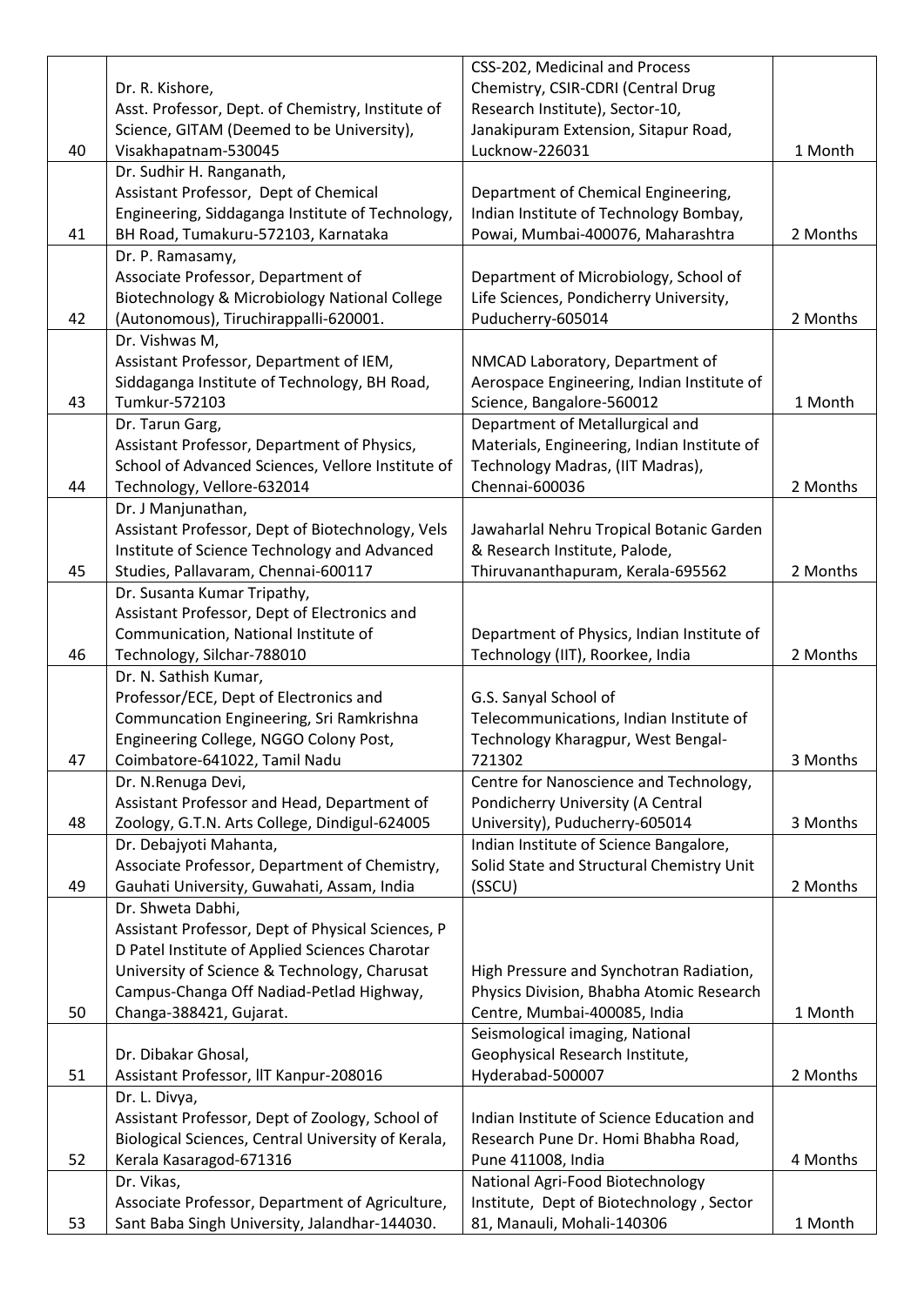| 40 | Dr. R. Kishore, Asst. Professor, Dept. of Chemistry, Institute of Science, GITAM (Deemed to be University), Visakhapatnam-530045 | CSS-202, Medicinal and Process Chemistry, CSIR-CDRI (Central Drug Research Institute), Sector-10, Janakipuram Extension, Sitapur Road, Lucknow-226031 | 1 Month |
|---|---|---|---|
| 41 | Dr. Sudhir H. Ranganath, Assistant Professor, Dept of Chemical Engineering, Siddaganga Institute of Technology, BH Road, Tumakuru-572103, Karnataka | Department of Chemical Engineering, Indian Institute of Technology Bombay, Powai, Mumbai-400076, Maharashtra | 2 Months |
| 42 | Dr. P. Ramasamy, Associate Professor, Department of Biotechnology & Microbiology National College (Autonomous), Tiruchirappalli-620001. | Department of Microbiology, School of Life Sciences, Pondicherry University, Puducherry-605014 | 2 Months |
| 43 | Dr. Vishwas M, Assistant Professor, Department of IEM, Siddaganga Institute of Technology, BH Road, Tumkur-572103 | NMCAD Laboratory, Department of Aerospace Engineering, Indian Institute of Science, Bangalore-560012 | 1 Month |
| 44 | Dr. Tarun Garg, Assistant Professor, Department of Physics, School of Advanced Sciences, Vellore Institute of Technology, Vellore-632014 | Department of Metallurgical and Materials, Engineering, Indian Institute of Technology Madras, (IIT Madras), Chennai-600036 | 2 Months |
| 45 | Dr. J Manjunathan, Assistant Professor, Dept of Biotechnology, Vels Institute of Science Technology and Advanced Studies, Pallavaram, Chennai-600117 | Jawaharlal Nehru Tropical Botanic Garden & Research Institute, Palode, Thiruvananthapuram, Kerala-695562 | 2 Months |
| 46 | Dr. Susanta Kumar Tripathy, Assistant Professor, Dept of Electronics and Communication, National Institute of Technology, Silchar-788010 | Department of Physics, Indian Institute of Technology (IIT), Roorkee, India | 2 Months |
| 47 | Dr. N. Sathish Kumar, Professor/ECE, Dept of Electronics and Communcation Engineering, Sri Ramkrishna Engineering College, NGGO Colony Post, Coimbatore-641022, Tamil Nadu | G.S. Sanyal School of Telecommunications, Indian Institute of Technology Kharagpur, West Bengal-721302 | 3 Months |
| 48 | Dr. N.Renuga Devi, Assistant Professor and Head, Department of Zoology, G.T.N. Arts College, Dindigul-624005 | Centre for Nanoscience and Technology, Pondicherry University (A Central University), Puducherry-605014 | 3 Months |
| 49 | Dr. Debajyoti Mahanta, Associate Professor, Department of Chemistry, Gauhati University, Guwahati, Assam, India | Indian Institute of Science Bangalore, Solid State and Structural Chemistry Unit (SSCU) | 2 Months |
| 50 | Dr. Shweta Dabhi, Assistant Professor, Dept of Physical Sciences, P D Patel Institute of Applied Sciences Charotar University of Science & Technology, Charusat Campus-Changa Off Nadiad-Petlad Highway, Changa-388421, Gujarat. | High Pressure and Synchotran Radiation, Physics Division, Bhabha Atomic Research Centre, Mumbai-400085, India | 1 Month |
| 51 | Dr. Dibakar Ghosal, Assistant Professor, IIT Kanpur-208016 | Seismological imaging, National Geophysical Research Institute, Hyderabad-500007 | 2 Months |
| 52 | Dr. L. Divya, Assistant Professor, Dept of Zoology, School of Biological Sciences, Central University of Kerala, Kerala Kasaragod-671316 | Indian Institute of Science Education and Research Pune Dr. Homi Bhabha Road, Pune 411008, India | 4 Months |
| 53 | Dr. Vikas, Associate Professor, Department of Agriculture, Sant Baba Singh University, Jalandhar-144030. | National Agri-Food Biotechnology Institute, Dept of Biotechnology , Sector 81, Manauli, Mohali-140306 | 1 Month |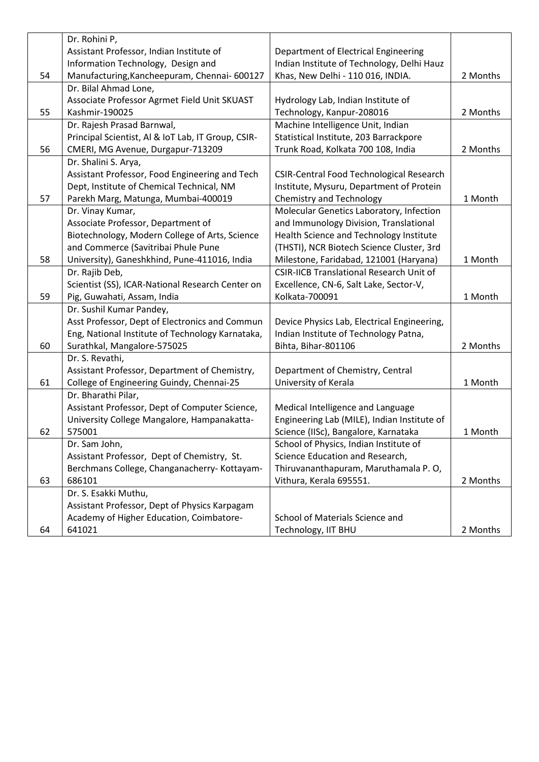| | | | |
|---|---|---|---|
| 54 | Dr. Rohini P, Assistant Professor, Indian Institute of Information Technology, Design and Manufacturing,Kancheepuram, Chennai- 600127 | Department of Electrical Engineering Indian Institute of Technology, Delhi Hauz Khas, New Delhi - 110 016, INDIA. | 2 Months |
| 55 | Dr. Bilal Ahmad Lone, Associate Professor Agrmet Field Unit SKUAST Kashmir-190025 | Hydrology Lab, Indian Institute of Technology, Kanpur-208016 | 2 Months |
| 56 | Dr. Rajesh Prasad Barnwal, Principal Scientist, AI & IoT Lab, IT Group, CSIR-CMERI, MG Avenue, Durgapur-713209 | Machine Intelligence Unit, Indian Statistical Institute, 203 Barrackpore Trunk Road, Kolkata 700 108, India | 2 Months |
| 57 | Dr. Shalini S. Arya, Assistant Professor, Food Engineering and Tech Dept, Institute of Chemical Technical, NM Parekh Marg, Matunga, Mumbai-400019 | CSIR-Central Food Technological Research Institute, Mysuru, Department of Protein Chemistry and Technology | 1 Month |
| 58 | Dr. Vinay Kumar, Associate Professor, Department of Biotechnology, Modern College of Arts, Science and Commerce (Savitribai Phule Pune University), Ganeshkhind, Pune-411016, India | Molecular Genetics Laboratory, Infection and Immunology Division, Translational Health Science and Technology Institute (THSTI), NCR Biotech Science Cluster, 3rd Milestone, Faridabad, 121001 (Haryana) | 1 Month |
| 59 | Dr. Rajib Deb, Scientist (SS), ICAR-National Research Center on Pig, Guwahati, Assam, India | CSIR-IICB Translational Research Unit of Excellence, CN-6, Salt Lake, Sector-V, Kolkata-700091 | 1 Month |
| 60 | Dr. Sushil Kumar Pandey, Asst Professor, Dept of Electronics and Commun Eng, National Institute of Technology Karnataka, Surathkal, Mangalore-575025 | Device Physics Lab, Electrical Engineering, Indian Institute of Technology Patna, Bihta, Bihar-801106 | 2 Months |
| 61 | Dr. S. Revathi, Assistant Professor, Department of Chemistry, College of Engineering Guindy, Chennai-25 | Department of Chemistry, Central University of Kerala | 1 Month |
| 62 | Dr. Bharathi Pilar, Assistant Professor, Dept of Computer Science, University College Mangalore, Hampanakatta-575001 | Medical Intelligence and Language Engineering Lab (MILE), Indian Institute of Science (IISc), Bangalore, Karnataka | 1 Month |
| 63 | Dr. Sam John, Assistant Professor, Dept of Chemistry, St. Berchmans College, Changanacherry- Kottayam-686101 | School of Physics, Indian Institute of Science Education and Research, Thiruvananthapuram, Maruthamala P. O, Vithura, Kerala 695551. | 2 Months |
| 64 | Dr. S. Esakki Muthu, Assistant Professor, Dept of Physics Karpagam Academy of Higher Education, Coimbatore-641021 | School of Materials Science and Technology, IIT BHU | 2 Months |